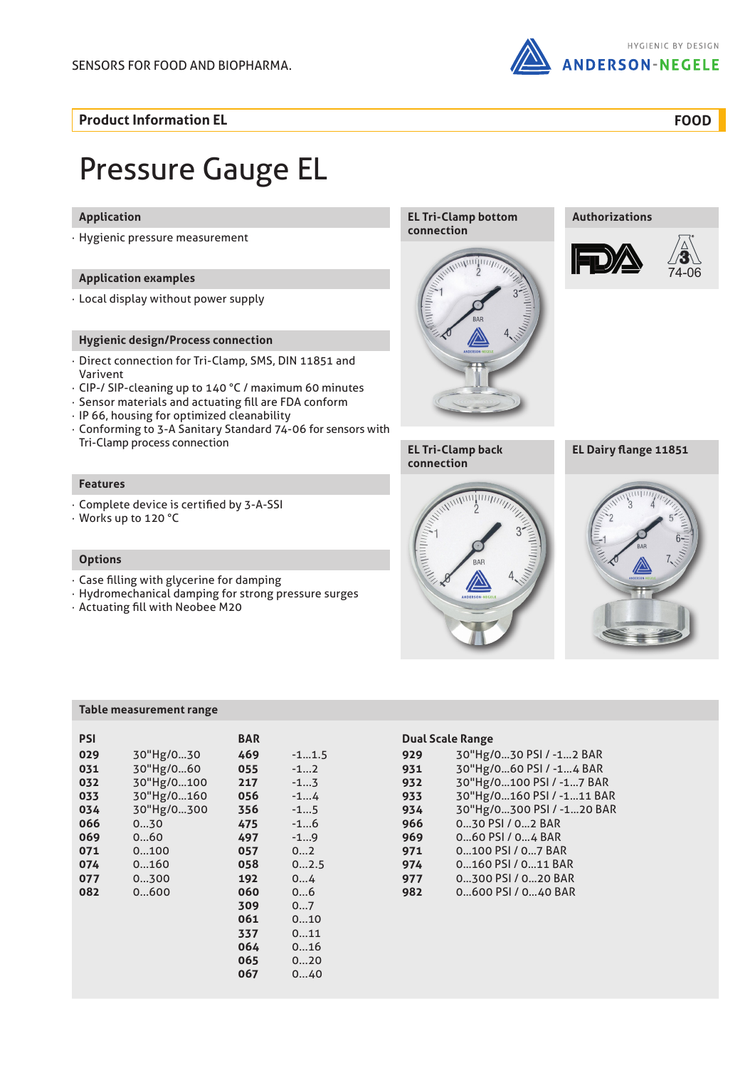SENSORS FOR FOOD AND BIOPHARMA.

HYGIENIC BY DESIGN
ANDERSON-NEGELE

**Product Information EL** — **FOOD**

# Pressure Gauge EL

## Application

- Hygienic pressure measurement

## Application examples

- Local display without power supply

## Hygienic design/Process connection

- Direct connection for Tri-Clamp, SMS, DIN 11851 and Varivent
- CIP-/ SIP-cleaning up to 140 °C / maximum 60 minutes
- Sensor materials and actuating fill are FDA conform
- IP 66, housing for optimized cleanability
- Conforming to 3-A Sanitary Standard 74-06 for sensors with Tri-Clamp process connection

## Features

- Complete device is certified by 3-A-SSI
- Works up to 120 °C

## Options

- Case filling with glycerine for damping
- Hydromechanical damping for strong pressure surges
- Actuating fill with Neobee M20

## EL Tri-Clamp bottom connection

## Authorizations

FDA
3-A 74-06

## EL Tri-Clamp back connection

## EL Dairy flange 11851

## Table measurement range

| PSI | | BAR | | Dual Scale Range | |
|---|---|---|---|---|---|
| 029 | 30"Hg/0...30 | 469 | -1...1.5 | 929 | 30"Hg/0...30 PSI / -1...2 BAR |
| 031 | 30"Hg/0...60 | 055 | -1...2 | 931 | 30"Hg/0...60 PSI / -1...4 BAR |
| 032 | 30"Hg/0...100 | 217 | -1...3 | 932 | 30"Hg/0...100 PSI / -1...7 BAR |
| 033 | 30"Hg/0...160 | 056 | -1...4 | 933 | 30"Hg/0...160 PSI / -1...11 BAR |
| 034 | 30"Hg/0...300 | 356 | -1...5 | 934 | 30"Hg/0...300 PSI / -1...20 BAR |
| 066 | 0...30 | 475 | -1...6 | 966 | 0...30 PSI / 0...2 BAR |
| 069 | 0...60 | 497 | -1...9 | 969 | 0...60 PSI / 0...4 BAR |
| 071 | 0...100 | 057 | 0...2 | 971 | 0...100 PSI / 0...7 BAR |
| 074 | 0...160 | 058 | 0...2.5 | 974 | 0...160 PSI / 0...11 BAR |
| 077 | 0...300 | 192 | 0...4 | 977 | 0...300 PSI / 0...20 BAR |
| 082 | 0...600 | 060 | 0...6 | 982 | 0...600 PSI / 0...40 BAR |
| | | 309 | 0...7 | | |
| | | 061 | 0...10 | | |
| | | 337 | 0...11 | | |
| | | 064 | 0...16 | | |
| | | 065 | 0...20 | | |
| | | 067 | 0...40 | | |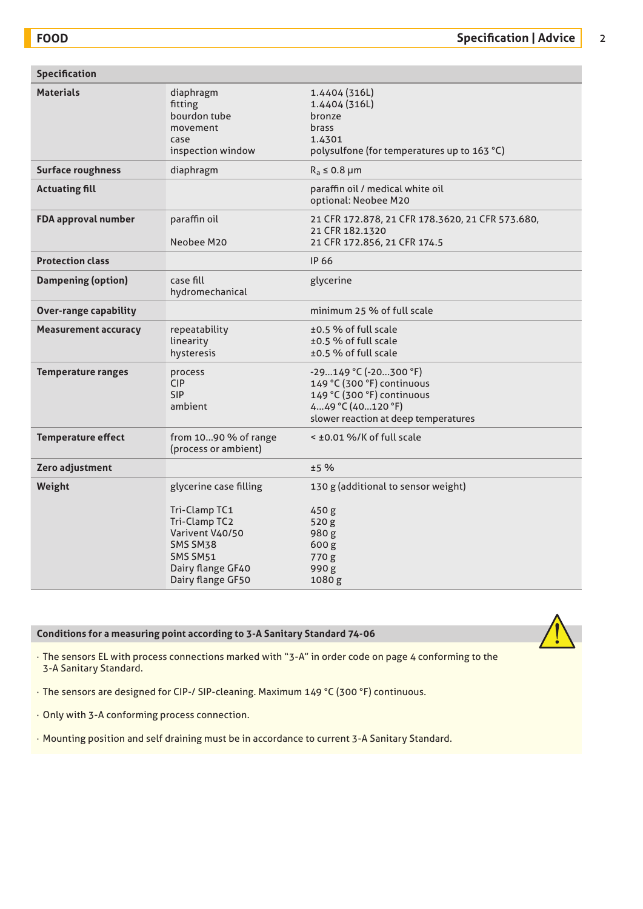## Specification

| Specification | | |
|---|---|---|
| **Materials** | diaphragm<br>fitting<br>bourdon tube<br>movement<br>case<br>inspection window | 1.4404 (316L)<br>1.4404 (316L)<br>bronze<br>brass<br>1.4301<br>polysulfone (for temperatures up to 163 °C) |
| **Surface roughness** | diaphragm | $R_a \leq 0.8$ µm |
| **Actuating fill** | | paraffin oil / medical white oil<br>optional: Neobee M20 |
| **FDA approval number** | paraffin oil<br><br>Neobee M20 | 21 CFR 172.878, 21 CFR 178.3620, 21 CFR 573.680, 21 CFR 182.1320<br>21 CFR 172.856, 21 CFR 174.5 |
| **Protection class** | | IP 66 |
| **Dampening (option)** | case fill<br>hydromechanical | glycerine |
| **Over-range capability** | | minimum 25 % of full scale |
| **Measurement accuracy** | repeatability<br>linearity<br>hysteresis | ±0.5 % of full scale<br>±0.5 % of full scale<br>±0.5 % of full scale |
| **Temperature ranges** | process<br>CIP<br>SIP<br>ambient | -29…149 °C (-20…300 °F)<br>149 °C (300 °F) continuous<br>149 °C (300 °F) continuous<br>4…49 °C (40…120 °F)<br>slower reaction at deep temperatures |
| **Temperature effect** | from 10…90 % of range (process or ambient) | < ±0.01 %/K of full scale |
| **Zero adjustment** | | ±5 % |
| **Weight** | glycerine case filling<br><br>Tri-Clamp TC1<br>Tri-Clamp TC2<br>Varivent V40/50<br>SMS SM38<br>SMS SM51<br>Dairy flange GF40<br>Dairy flange GF50 | 130 g (additional to sensor weight)<br><br>450 g<br>520 g<br>980 g<br>600 g<br>770 g<br>990 g<br>1080 g |

### Conditions for a measuring point according to 3-A Sanitary Standard 74-06

- The sensors EL with process connections marked with "3-A" in order code on page 4 conforming to the 3-A Sanitary Standard.
- The sensors are designed for CIP-/ SIP-cleaning. Maximum 149 °C (300 °F) continuous.
- Only with 3-A conforming process connection.
- Mounting position and self draining must be in accordance to current 3-A Sanitary Standard.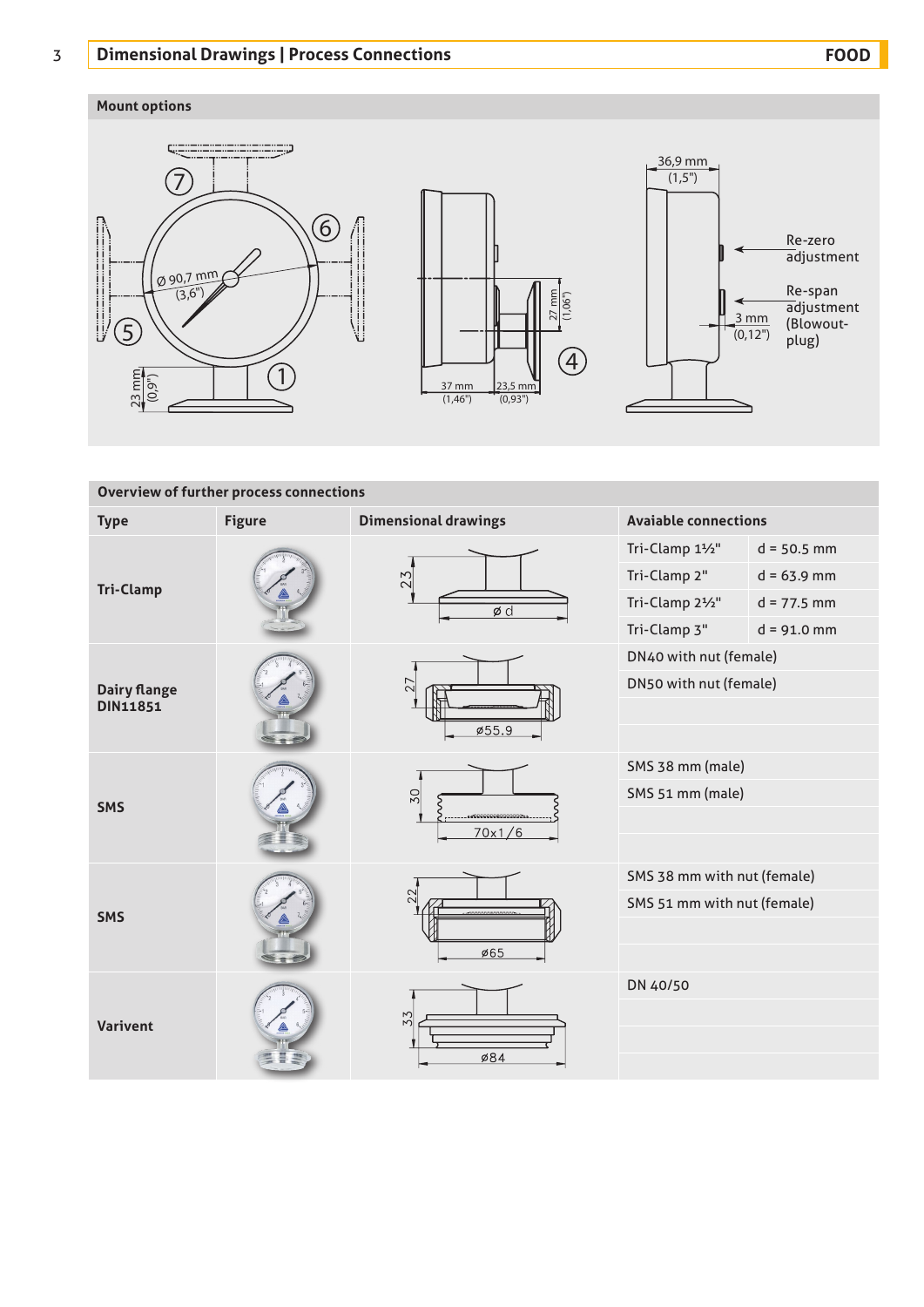## Dimensional Drawings | Process Connections

**FOOD**

### Mount options

### Overview of further process connections

| Type | Figure | Dimensional drawings | Avaiable connections | |
|---|---|---|---|---|
| **Tri-Clamp** | | 23, ø d | Tri-Clamp 1½" | d = 50.5 mm |
| | | | Tri-Clamp 2" | d = 63.9 mm |
| | | | Tri-Clamp 2½" | d = 77.5 mm |
| | | | Tri-Clamp 3" | d = 91.0 mm |
| **Dairy flange DIN11851** | | 27, ø55.9 | DN40 with nut (female) | |
| | | | DN50 with nut (female) | |
| **SMS** | | 30, 70x1/6 | SMS 38 mm (male) | |
| | | | SMS 51 mm (male) | |
| **SMS** | | 22, ø65 | SMS 38 mm with nut (female) | |
| | | | SMS 51 mm with nut (female) | |
| **Varivent** | | 33, ø84 | DN 40/50 | |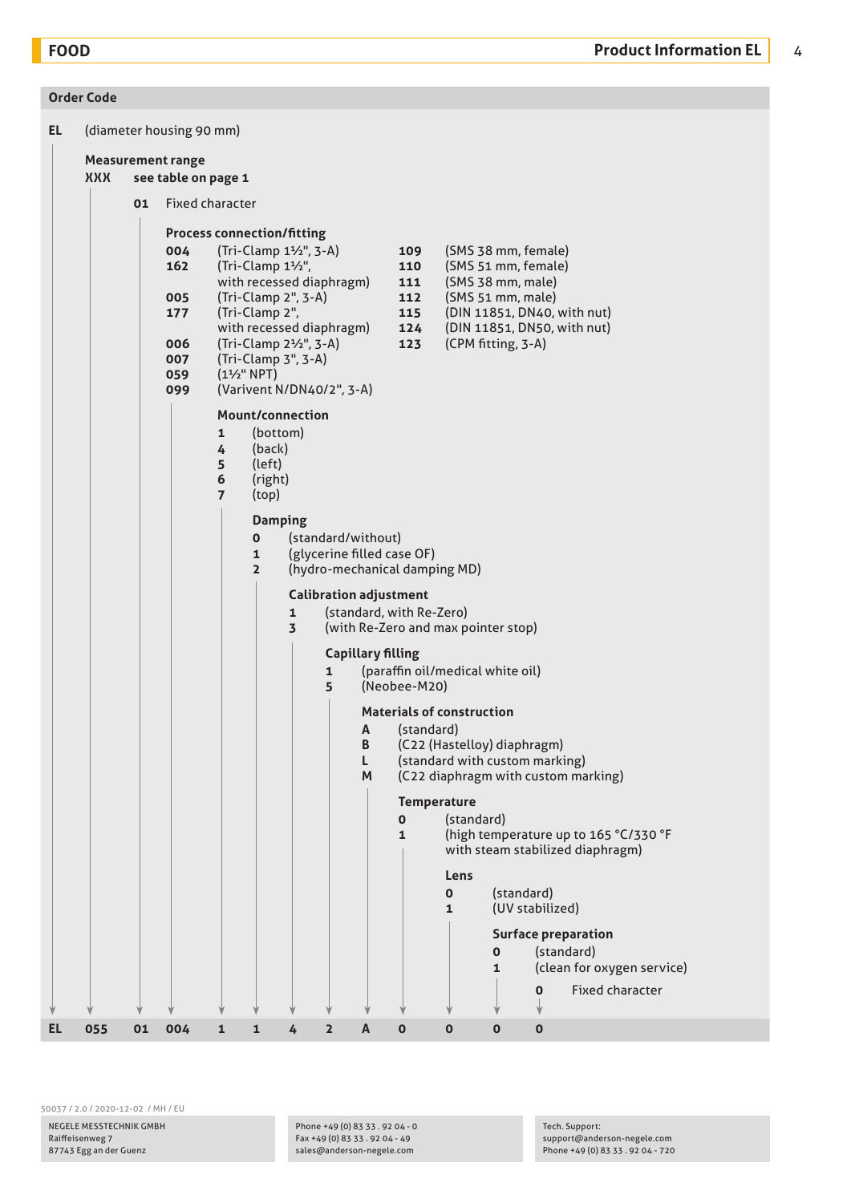## Order Code

**EL** (diameter housing 90 mm)

**Measurement range**
**XXX** see table on page 1

**01** Fixed character

**Process connection/fitting**

- **004** (Tri-Clamp 1½", 3-A)
- **162** (Tri-Clamp 1½", with recessed diaphragm)
- **005** (Tri-Clamp 2", 3-A)
- **177** (Tri-Clamp 2", with recessed diaphragm)
- **006** (Tri-Clamp 2½", 3-A)
- **007** (Tri-Clamp 3", 3-A)
- **059** (1½" NPT)
- **099** (Varivent N/DN40/2", 3-A)
- **109** (SMS 38 mm, female)
- **110** (SMS 51 mm, female)
- **111** (SMS 38 mm, male)
- **112** (SMS 51 mm, male)
- **115** (DIN 11851, DN40, with nut)
- **124** (DIN 11851, DN50, with nut)
- **123** (CPM fitting, 3-A)

**Mount/connection**

- **1** (bottom)
- **4** (back)
- **5** (left)
- **6** (right)
- **7** (top)

**Damping**

- **0** (standard/without)
- **1** (glycerine filled case OF)
- **2** (hydro-mechanical damping MD)

**Calibration adjustment**

- **1** (standard, with Re-Zero)
- **3** (with Re-Zero and max pointer stop)

**Capillary filling**

- **1** (paraffin oil/medical white oil)
- **5** (Neobee-M20)

**Materials of construction**

- **A** (standard)
- **B** (C22 (Hastelloy) diaphragm)
- **L** (standard with custom marking)
- **M** (C22 diaphragm with custom marking)

**Temperature**

- **0** (standard)
- **1** (high temperature up to 165 °C/330 °F with steam stabilized diaphragm)

**Lens**

- **0** (standard)
- **1** (UV stabilized)

**Surface preparation**

- **0** (standard)
- **1** (clean for oxygen service)

**0** Fixed character

**EL 055 01 004 1 1 4 2 A 0 0 0 0**

50037 / 2.0 / 2020-12-02 / MH / EU

NEGELE MESSTECHNIK GMBH
Raiffeisenweg 7
87743 Egg an der Guenz

Phone +49 (0) 83 33 . 92 04 - 0
Fax +49 (0) 83 33 . 92 04 - 49
sales@anderson-negele.com

Tech. Support:
support@anderson-negele.com
Phone +49 (0) 83 33 . 92 04 - 720